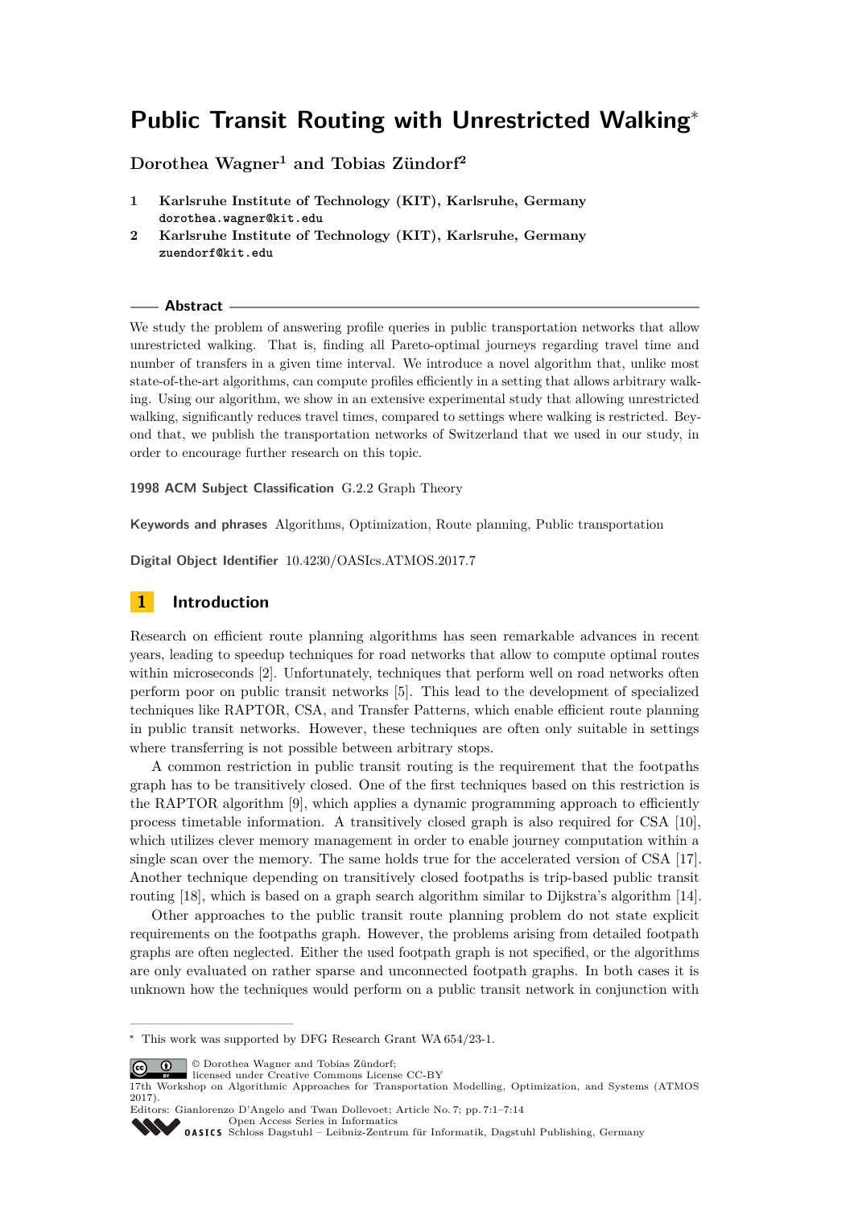# Public Transit Routing with Unrestricted Walking*

**Dorothea Wagner[1] and Tobias Zündorf[2]**

1 **Karlsruhe Institute of Technology (KIT), Karlsruhe, Germany**
dorothea.wagner@kit.edu

2 **Karlsruhe Institute of Technology (KIT), Karlsruhe, Germany**
zuendorf@kit.edu

## Abstract

We study the problem of answering profile queries in public transportation networks that allow unrestricted walking. That is, finding all Pareto-optimal journeys regarding travel time and number of transfers in a given time interval. We introduce a novel algorithm that, unlike most state-of-the-art algorithms, can compute profiles efficiently in a setting that allows arbitrary walking. Using our algorithm, we show in an extensive experimental study that allowing unrestricted walking, significantly reduces travel times, compared to settings where walking is restricted. Beyond that, we publish the transportation networks of Switzerland that we used in our study, in order to encourage further research on this topic.

**1998 ACM Subject Classification** G.2.2 Graph Theory

**Keywords and phrases** Algorithms, Optimization, Route planning, Public transportation

**Digital Object Identifier** 10.4230/OASIcs.ATMOS.2017.7

## 1 Introduction

Research on efficient route planning algorithms has seen remarkable advances in recent years, leading to speedup techniques for road networks that allow to compute optimal routes within microseconds [2]. Unfortunately, techniques that perform well on road networks often perform poor on public transit networks [5]. This lead to the development of specialized techniques like RAPTOR, CSA, and Transfer Patterns, which enable efficient route planning in public transit networks. However, these techniques are often only suitable in settings where transferring is not possible between arbitrary stops.

A common restriction in public transit routing is the requirement that the footpaths graph has to be transitively closed. One of the first techniques based on this restriction is the RAPTOR algorithm [9], which applies a dynamic programming approach to efficiently process timetable information. A transitively closed graph is also required for CSA [10], which utilizes clever memory management in order to enable journey computation within a single scan over the memory. The same holds true for the accelerated version of CSA [17]. Another technique depending on transitively closed footpaths is trip-based public transit routing [18], which is based on a graph search algorithm similar to Dijkstra's algorithm [14].

Other approaches to the public transit route planning problem do not state explicit requirements on the footpaths graph. However, the problems arising from detailed footpath graphs are often neglected. Either the used footpath graph is not specified, or the algorithms are only evaluated on rather sparse and unconnected footpath graphs. In both cases it is unknown how the techniques would perform on a public transit network in conjunction with

---

* This work was supported by DFG Research Grant WA 654/23-1.

© Dorothea Wagner and Tobias Zündorf;
licensed under Creative Commons License CC-BY
17th Workshop on Algorithmic Approaches for Transportation Modelling, Optimization, and Systems (ATMOS 2017).
Editors: Gianlorenzo D'Angelo and Twan Dollevoet; Article No. 7; pp. 7:1–7:14
Open Access Series in Informatics
Schloss Dagstuhl – Leibniz-Zentrum für Informatik, Dagstuhl Publishing, Germany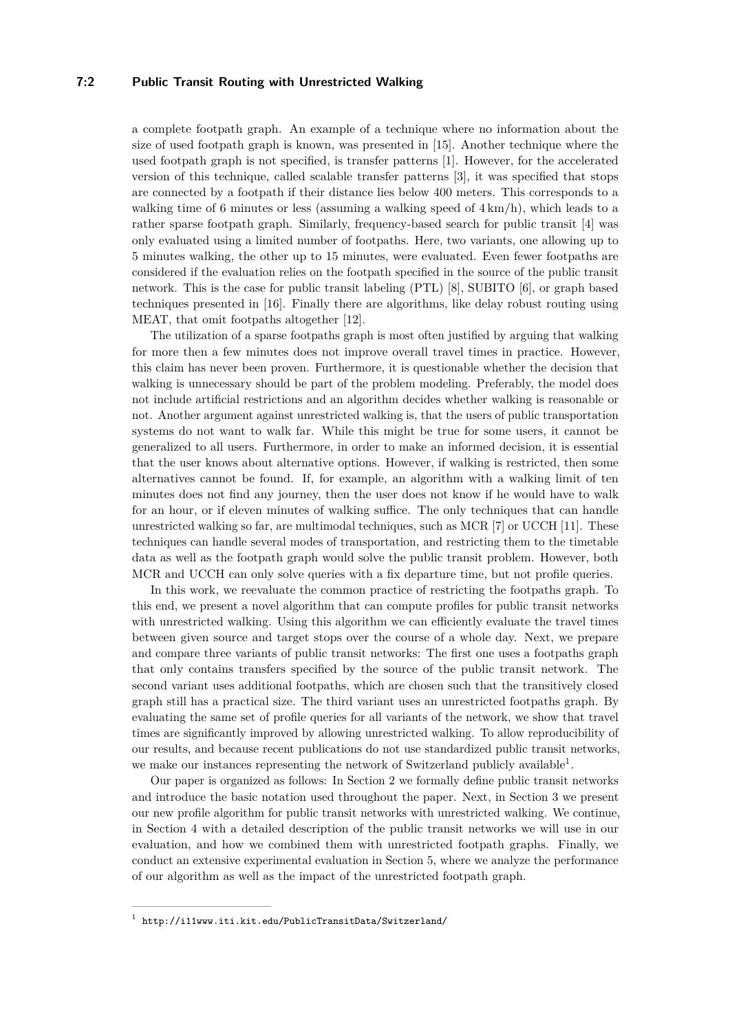a complete footpath graph. An example of a technique where no information about the size of used footpath graph is known, was presented in [15]. Another technique where the used footpath graph is not specified, is transfer patterns [1]. However, for the accelerated version of this technique, called scalable transfer patterns [3], it was specified that stops are connected by a footpath if their distance lies below 400 meters. This corresponds to a walking time of 6 minutes or less (assuming a walking speed of 4 km/h), which leads to a rather sparse footpath graph. Similarly, frequency-based search for public transit [4] was only evaluated using a limited number of footpaths. Here, two variants, one allowing up to 5 minutes walking, the other up to 15 minutes, were evaluated. Even fewer footpaths are considered if the evaluation relies on the footpath specified in the source of the public transit network. This is the case for public transit labeling (PTL) [8], SUBITO [6], or graph based techniques presented in [16]. Finally there are algorithms, like delay robust routing using MEAT, that omit footpaths altogether [12].

The utilization of a sparse footpaths graph is most often justified by arguing that walking for more then a few minutes does not improve overall travel times in practice. However, this claim has never been proven. Furthermore, it is questionable whether the decision that walking is unnecessary should be part of the problem modeling. Preferably, the model does not include artificial restrictions and an algorithm decides whether walking is reasonable or not. Another argument against unrestricted walking is, that the users of public transportation systems do not want to walk far. While this might be true for some users, it cannot be generalized to all users. Furthermore, in order to make an informed decision, it is essential that the user knows about alternative options. However, if walking is restricted, then some alternatives cannot be found. If, for example, an algorithm with a walking limit of ten minutes does not find any journey, then the user does not know if he would have to walk for an hour, or if eleven minutes of walking suffice. The only techniques that can handle unrestricted walking so far, are multimodal techniques, such as MCR [7] or UCCH [11]. These techniques can handle several modes of transportation, and restricting them to the timetable data as well as the footpath graph would solve the public transit problem. However, both MCR and UCCH can only solve queries with a fix departure time, but not profile queries.

In this work, we reevaluate the common practice of restricting the footpaths graph. To this end, we present a novel algorithm that can compute profiles for public transit networks with unrestricted walking. Using this algorithm we can efficiently evaluate the travel times between given source and target stops over the course of a whole day. Next, we prepare and compare three variants of public transit networks: The first one uses a footpaths graph that only contains transfers specified by the source of the public transit network. The second variant uses additional footpaths, which are chosen such that the transitively closed graph still has a practical size. The third variant uses an unrestricted footpaths graph. By evaluating the same set of profile queries for all variants of the network, we show that travel times are significantly improved by allowing unrestricted walking. To allow reproducibility of our results, and because recent publications do not use standardized public transit networks, we make our instances representing the network of Switzerland publicly available[1].

Our paper is organized as follows: In Section 2 we formally define public transit networks and introduce the basic notation used throughout the paper. Next, in Section 3 we present our new profile algorithm for public transit networks with unrestricted walking. We continue, in Section 4 with a detailed description of the public transit networks we will use in our evaluation, and how we combined them with unrestricted footpath graphs. Finally, we conduct an extensive experimental evaluation in Section 5, where we analyze the performance of our algorithm as well as the impact of the unrestricted footpath graph.

[1] http://i11www.iti.kit.edu/PublicTransitData/Switzerland/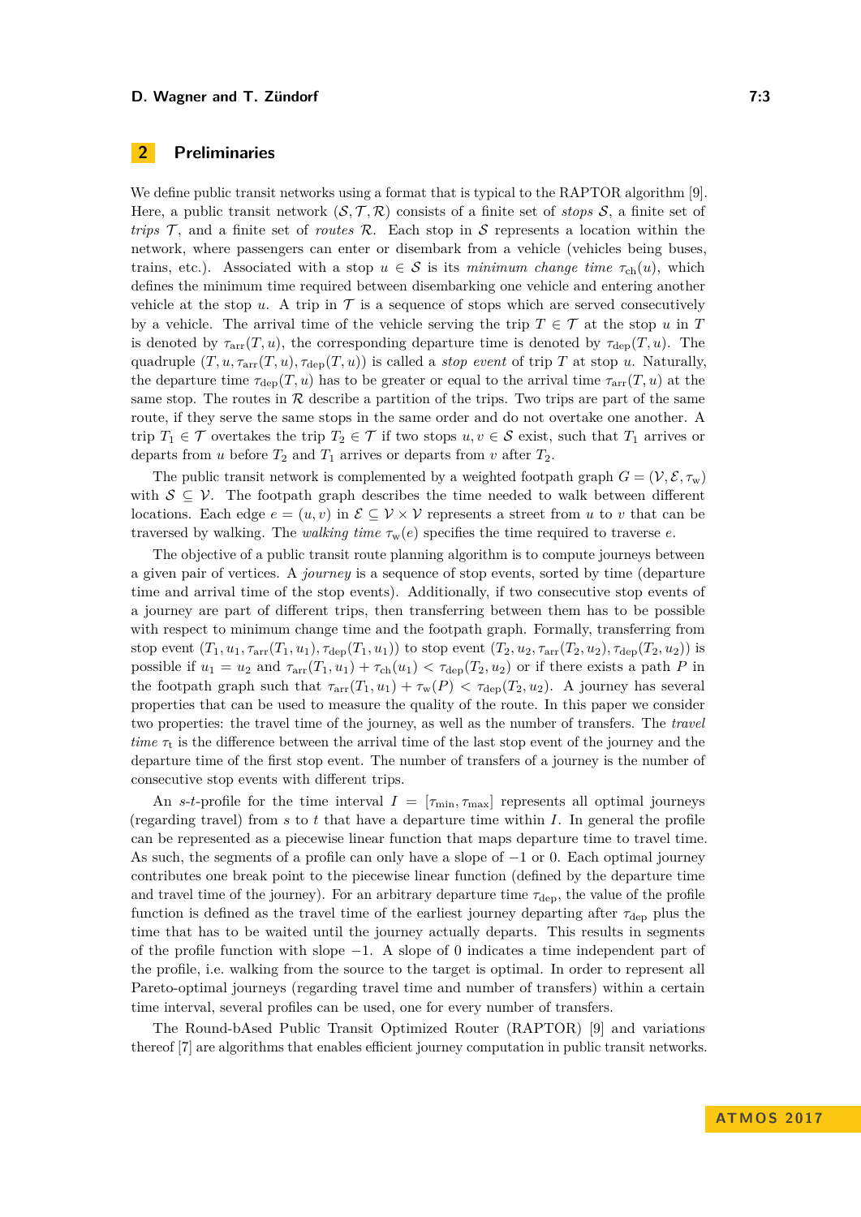## 2 Preliminaries

We define public transit networks using a format that is typical to the RAPTOR algorithm [9]. Here, a public transit network $(\mathcal{S}, \mathcal{T}, \mathcal{R})$ consists of a finite set of *stops* $\mathcal{S}$, a finite set of *trips* $\mathcal{T}$, and a finite set of *routes* $\mathcal{R}$. Each stop in $\mathcal{S}$ represents a location within the network, where passengers can enter or disembark from a vehicle (vehicles being buses, trains, etc.). Associated with a stop $u \in \mathcal{S}$ is its *minimum change time* $\tau_{\text{ch}}(u)$, which defines the minimum time required between disembarking one vehicle and entering another vehicle at the stop $u$. A trip in $\mathcal{T}$ is a sequence of stops which are served consecutively by a vehicle. The arrival time of the vehicle serving the trip $T \in \mathcal{T}$ at the stop $u$ in $T$ is denoted by $\tau_{\text{arr}}(T, u)$, the corresponding departure time is denoted by $\tau_{\text{dep}}(T, u)$. The quadruple $(T, u, \tau_{\text{arr}}(T, u), \tau_{\text{dep}}(T, u))$ is called a *stop event* of trip $T$ at stop $u$. Naturally, the departure time $\tau_{\text{dep}}(T, u)$ has to be greater or equal to the arrival time $\tau_{\text{arr}}(T, u)$ at the same stop. The routes in $\mathcal{R}$ describe a partition of the trips. Two trips are part of the same route, if they serve the same stops in the same order and do not overtake one another. A trip $T_1 \in \mathcal{T}$ overtakes the trip $T_2 \in \mathcal{T}$ if two stops $u, v \in \mathcal{S}$ exist, such that $T_1$ arrives or departs from $u$ before $T_2$ and $T_1$ arrives or departs from $v$ after $T_2$.

The public transit network is complemented by a weighted footpath graph $G = (\mathcal{V}, \mathcal{E}, \tau_{\text{w}})$ with $\mathcal{S} \subseteq \mathcal{V}$. The footpath graph describes the time needed to walk between different locations. Each edge $e = (u, v)$ in $\mathcal{E} \subseteq \mathcal{V} \times \mathcal{V}$ represents a street from $u$ to $v$ that can be traversed by walking. The *walking time* $\tau_{\text{w}}(e)$ specifies the time required to traverse $e$.

The objective of a public transit route planning algorithm is to compute journeys between a given pair of vertices. A *journey* is a sequence of stop events, sorted by time (departure time and arrival time of the stop events). Additionally, if two consecutive stop events of a journey are part of different trips, then transferring between them has to be possible with respect to minimum change time and the footpath graph. Formally, transferring from stop event $(T_1, u_1, \tau_{\text{arr}}(T_1, u_1), \tau_{\text{dep}}(T_1, u_1))$ to stop event $(T_2, u_2, \tau_{\text{arr}}(T_2, u_2), \tau_{\text{dep}}(T_2, u_2))$ is possible if $u_1 = u_2$ and $\tau_{\text{arr}}(T_1, u_1) + \tau_{\text{ch}}(u_1) < \tau_{\text{dep}}(T_2, u_2)$ or if there exists a path $P$ in the footpath graph such that $\tau_{\text{arr}}(T_1, u_1) + \tau_{\text{w}}(P) < \tau_{\text{dep}}(T_2, u_2)$. A journey has several properties that can be used to measure the quality of the route. In this paper we consider two properties: the travel time of the journey, as well as the number of transfers. The *travel time* $\tau_{\text{t}}$ is the difference between the arrival time of the last stop event of the journey and the departure time of the first stop event. The number of transfers of a journey is the number of consecutive stop events with different trips.

An $s$-$t$-profile for the time interval $I = [\tau_{\min}, \tau_{\max}]$ represents all optimal journeys (regarding travel) from $s$ to $t$ that have a departure time within $I$. In general the profile can be represented as a piecewise linear function that maps departure time to travel time. As such, the segments of a profile can only have a slope of $-1$ or $0$. Each optimal journey contributes one break point to the piecewise linear function (defined by the departure time and travel time of the journey). For an arbitrary departure time $\tau_{\text{dep}}$, the value of the profile function is defined as the travel time of the earliest journey departing after $\tau_{\text{dep}}$ plus the time that has to be waited until the journey actually departs. This results in segments of the profile function with slope $-1$. A slope of $0$ indicates a time independent part of the profile, i.e. walking from the source to the target is optimal. In order to represent all Pareto-optimal journeys (regarding travel time and number of transfers) within a certain time interval, several profiles can be used, one for every number of transfers.

The Round-bAsed Public Transit Optimized Router (RAPTOR) [9] and variations thereof [7] are algorithms that enables efficient journey computation in public transit networks.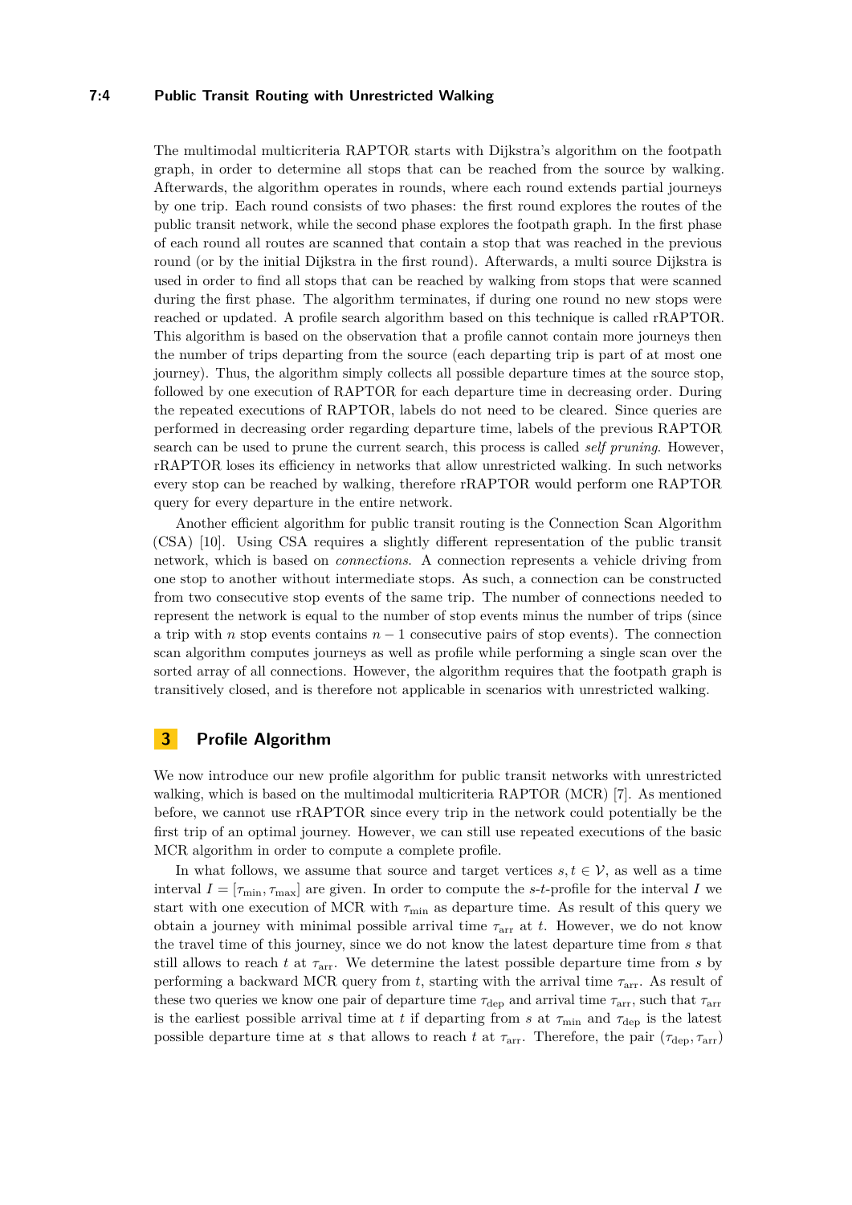The multimodal multicriteria RAPTOR starts with Dijkstra's algorithm on the footpath graph, in order to determine all stops that can be reached from the source by walking. Afterwards, the algorithm operates in rounds, where each round extends partial journeys by one trip. Each round consists of two phases: the first round explores the routes of the public transit network, while the second phase explores the footpath graph. In the first phase of each round all routes are scanned that contain a stop that was reached in the previous round (or by the initial Dijkstra in the first round). Afterwards, a multi source Dijkstra is used in order to find all stops that can be reached by walking from stops that were scanned during the first phase. The algorithm terminates, if during one round no new stops were reached or updated. A profile search algorithm based on this technique is called rRAPTOR. This algorithm is based on the observation that a profile cannot contain more journeys then the number of trips departing from the source (each departing trip is part of at most one journey). Thus, the algorithm simply collects all possible departure times at the source stop, followed by one execution of RAPTOR for each departure time in decreasing order. During the repeated executions of RAPTOR, labels do not need to be cleared. Since queries are performed in decreasing order regarding departure time, labels of the previous RAPTOR search can be used to prune the current search, this process is called *self pruning*. However, rRAPTOR loses its efficiency in networks that allow unrestricted walking. In such networks every stop can be reached by walking, therefore rRAPTOR would perform one RAPTOR query for every departure in the entire network.

Another efficient algorithm for public transit routing is the Connection Scan Algorithm (CSA) [10]. Using CSA requires a slightly different representation of the public transit network, which is based on *connections*. A connection represents a vehicle driving from one stop to another without intermediate stops. As such, a connection can be constructed from two consecutive stop events of the same trip. The number of connections needed to represent the network is equal to the number of stop events minus the number of trips (since a trip with $n$ stop events contains $n-1$ consecutive pairs of stop events). The connection scan algorithm computes journeys as well as profile while performing a single scan over the sorted array of all connections. However, the algorithm requires that the footpath graph is transitively closed, and is therefore not applicable in scenarios with unrestricted walking.

# 3 Profile Algorithm

We now introduce our new profile algorithm for public transit networks with unrestricted walking, which is based on the multimodal multicriteria RAPTOR (MCR) [7]. As mentioned before, we cannot use rRAPTOR since every trip in the network could potentially be the first trip of an optimal journey. However, we can still use repeated executions of the basic MCR algorithm in order to compute a complete profile.

In what follows, we assume that source and target vertices $s, t \in \mathcal{V}$, as well as a time interval $I = [\tau_{\min}, \tau_{\max}]$ are given. In order to compute the $s$-$t$-profile for the interval $I$ we start with one execution of MCR with $\tau_{\min}$ as departure time. As result of this query we obtain a journey with minimal possible arrival time $\tau_{\text{arr}}$ at $t$. However, we do not know the travel time of this journey, since we do not know the latest departure time from $s$ that still allows to reach $t$ at $\tau_{\text{arr}}$. We determine the latest possible departure time from $s$ by performing a backward MCR query from $t$, starting with the arrival time $\tau_{\text{arr}}$. As result of these two queries we know one pair of departure time $\tau_{\text{dep}}$ and arrival time $\tau_{\text{arr}}$, such that $\tau_{\text{arr}}$ is the earliest possible arrival time at $t$ if departing from $s$ at $\tau_{\min}$ and $\tau_{\text{dep}}$ is the latest possible departure time at $s$ that allows to reach $t$ at $\tau_{\text{arr}}$. Therefore, the pair $(\tau_{\text{dep}}, \tau_{\text{arr}})$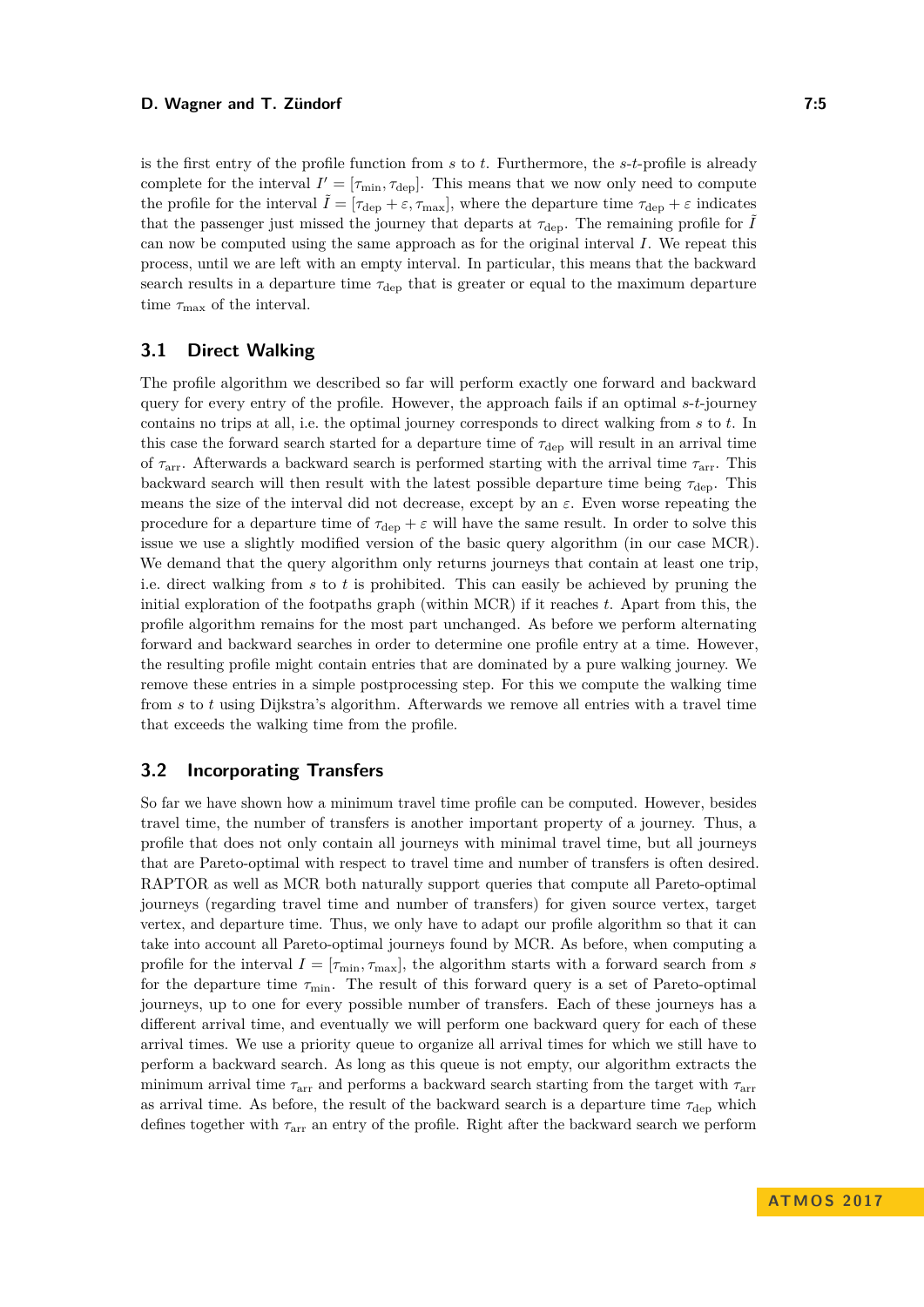is the first entry of the profile function from $s$ to $t$. Furthermore, the $s$-$t$-profile is already complete for the interval $I' = [\tau_{\min}, \tau_{\text{dep}}]$. This means that we now only need to compute the profile for the interval $\tilde{I} = [\tau_{\text{dep}} + \varepsilon, \tau_{\max}]$, where the departure time $\tau_{\text{dep}} + \varepsilon$ indicates that the passenger just missed the journey that departs at $\tau_{\text{dep}}$. The remaining profile for $\tilde{I}$ can now be computed using the same approach as for the original interval $I$. We repeat this process, until we are left with an empty interval. In particular, this means that the backward search results in a departure time $\tau_{\text{dep}}$ that is greater or equal to the maximum departure time $\tau_{\max}$ of the interval.

## 3.1 Direct Walking

The profile algorithm we described so far will perform exactly one forward and backward query for every entry of the profile. However, the approach fails if an optimal $s$-$t$-journey contains no trips at all, i.e. the optimal journey corresponds to direct walking from $s$ to $t$. In this case the forward search started for a departure time of $\tau_{\text{dep}}$ will result in an arrival time of $\tau_{\text{arr}}$. Afterwards a backward search is performed starting with the arrival time $\tau_{\text{arr}}$. This backward search will then result with the latest possible departure time being $\tau_{\text{dep}}$. This means the size of the interval did not decrease, except by an $\varepsilon$. Even worse repeating the procedure for a departure time of $\tau_{\text{dep}} + \varepsilon$ will have the same result. In order to solve this issue we use a slightly modified version of the basic query algorithm (in our case MCR). We demand that the query algorithm only returns journeys that contain at least one trip, i.e. direct walking from $s$ to $t$ is prohibited. This can easily be achieved by pruning the initial exploration of the footpaths graph (within MCR) if it reaches $t$. Apart from this, the profile algorithm remains for the most part unchanged. As before we perform alternating forward and backward searches in order to determine one profile entry at a time. However, the resulting profile might contain entries that are dominated by a pure walking journey. We remove these entries in a simple postprocessing step. For this we compute the walking time from $s$ to $t$ using Dijkstra's algorithm. Afterwards we remove all entries with a travel time that exceeds the walking time from the profile.

## 3.2 Incorporating Transfers

So far we have shown how a minimum travel time profile can be computed. However, besides travel time, the number of transfers is another important property of a journey. Thus, a profile that does not only contain all journeys with minimal travel time, but all journeys that are Pareto-optimal with respect to travel time and number of transfers is often desired. RAPTOR as well as MCR both naturally support queries that compute all Pareto-optimal journeys (regarding travel time and number of transfers) for given source vertex, target vertex, and departure time. Thus, we only have to adapt our profile algorithm so that it can take into account all Pareto-optimal journeys found by MCR. As before, when computing a profile for the interval $I = [\tau_{\min}, \tau_{\max}]$, the algorithm starts with a forward search from $s$ for the departure time $\tau_{\min}$. The result of this forward query is a set of Pareto-optimal journeys, up to one for every possible number of transfers. Each of these journeys has a different arrival time, and eventually we will perform one backward query for each of these arrival times. We use a priority queue to organize all arrival times for which we still have to perform a backward search. As long as this queue is not empty, our algorithm extracts the minimum arrival time $\tau_{\text{arr}}$ and performs a backward search starting from the target with $\tau_{\text{arr}}$ as arrival time. As before, the result of the backward search is a departure time $\tau_{\text{dep}}$ which defines together with $\tau_{\text{arr}}$ an entry of the profile. Right after the backward search we perform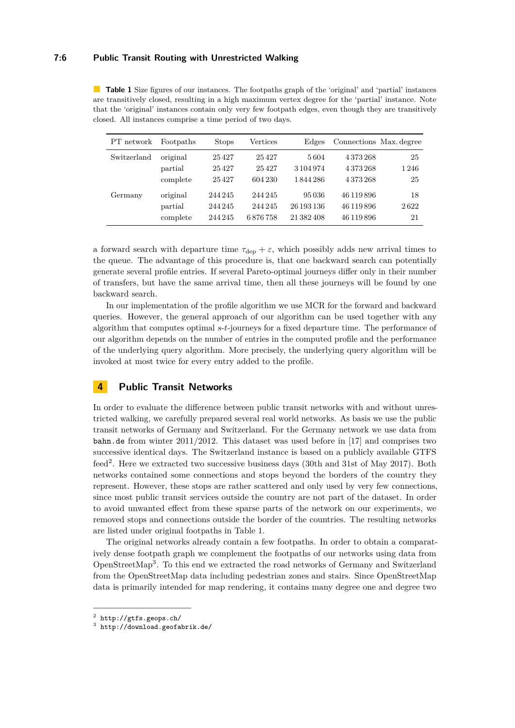**Table 1** Size figures of our instances. The footpaths graph of the 'original' and 'partial' instances are transitively closed, resulting in a high maximum vertex degree for the 'partial' instance. Note that the 'original' instances contain only very few footpath edges, even though they are transitively closed. All instances comprise a time period of two days.

| PT network | Footpaths | Stops | Vertices | Edges | Connections | Max. degree |
|---|---|---|---|---|---|---|
| Switzerland | original | 25 427 | 25 427 | 5 604 | 4 373 268 | 25 |
| | partial | 25 427 | 25 427 | 3 104 974 | 4 373 268 | 1 246 |
| | complete | 25 427 | 604 230 | 1 844 286 | 4 373 268 | 25 |
| Germany | original | 244 245 | 244 245 | 95 036 | 46 119 896 | 18 |
| | partial | 244 245 | 244 245 | 26 193 136 | 46 119 896 | 2 622 |
| | complete | 244 245 | 6 876 758 | 21 382 408 | 46 119 896 | 21 |

a forward search with departure time $\tau_{\text{dep}} + \varepsilon$, which possibly adds new arrival times to the queue. The advantage of this procedure is, that one backward search can potentially generate several profile entries. If several Pareto-optimal journeys differ only in their number of transfers, but have the same arrival time, then all these journeys will be found by one backward search.

In our implementation of the profile algorithm we use MCR for the forward and backward queries. However, the general approach of our algorithm can be used together with any algorithm that computes optimal $s$-$t$-journeys for a fixed departure time. The performance of our algorithm depends on the number of entries in the computed profile and the performance of the underlying query algorithm. More precisely, the underlying query algorithm will be invoked at most twice for every entry added to the profile.

## 4 Public Transit Networks

In order to evaluate the difference between public transit networks with and without unrestricted walking, we carefully prepared several real world networks. As basis we use the public transit networks of Germany and Switzerland. For the Germany network we use data from `bahn.de` from winter 2011/2012. This dataset was used before in [17] and comprises two successive identical days. The Switzerland instance is based on a publicly available GTFS feed[2]. Here we extracted two successive business days (30th and 31st of May 2017). Both networks contained some connections and stops beyond the borders of the country they represent. However, these stops are rather scattered and only used by very few connections, since most public transit services outside the country are not part of the dataset. In order to avoid unwanted effect from these sparse parts of the network on our experiments, we removed stops and connections outside the border of the countries. The resulting networks are listed under original footpaths in Table 1.

The original networks already contain a few footpaths. In order to obtain a comparatively dense footpath graph we complement the footpaths of our networks using data from OpenStreetMap[3]. To this end we extracted the road networks of Germany and Switzerland from the OpenStreetMap data including pedestrian zones and stairs. Since OpenStreetMap data is primarily intended for map rendering, it contains many degree one and degree two

[2] `http://gtfs.geops.ch/`

[3] `http://download.geofabrik.de/`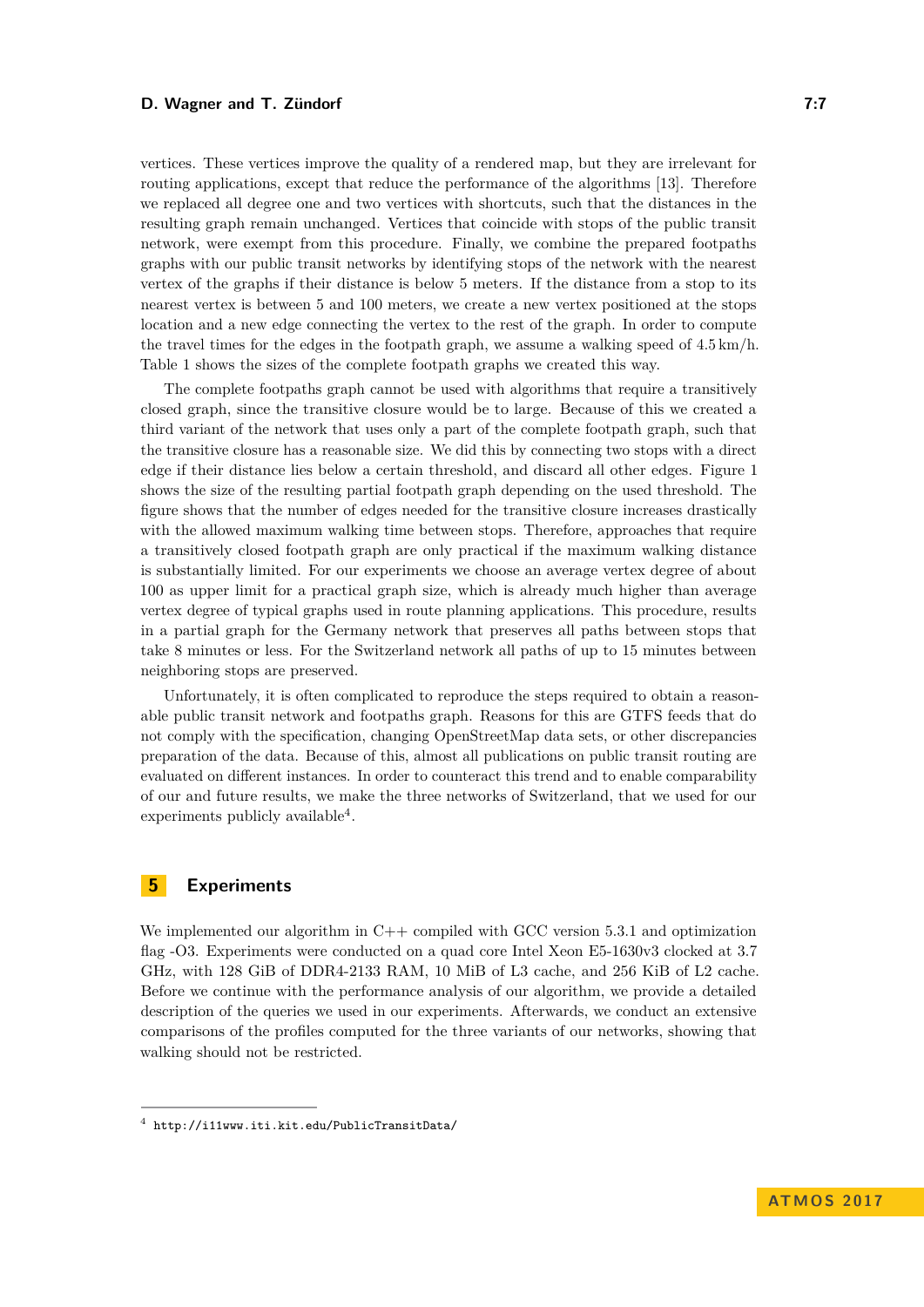vertices. These vertices improve the quality of a rendered map, but they are irrelevant for routing applications, except that reduce the performance of the algorithms [13]. Therefore we replaced all degree one and two vertices with shortcuts, such that the distances in the resulting graph remain unchanged. Vertices that coincide with stops of the public transit network, were exempt from this procedure. Finally, we combine the prepared footpaths graphs with our public transit networks by identifying stops of the network with the nearest vertex of the graphs if their distance is below 5 meters. If the distance from a stop to its nearest vertex is between 5 and 100 meters, we create a new vertex positioned at the stops location and a new edge connecting the vertex to the rest of the graph. In order to compute the travel times for the edges in the footpath graph, we assume a walking speed of 4.5 km/h. Table 1 shows the sizes of the complete footpath graphs we created this way.

The complete footpaths graph cannot be used with algorithms that require a transitively closed graph, since the transitive closure would be to large. Because of this we created a third variant of the network that uses only a part of the complete footpath graph, such that the transitive closure has a reasonable size. We did this by connecting two stops with a direct edge if their distance lies below a certain threshold, and discard all other edges. Figure 1 shows the size of the resulting partial footpath graph depending on the used threshold. The figure shows that the number of edges needed for the transitive closure increases drastically with the allowed maximum walking time between stops. Therefore, approaches that require a transitively closed footpath graph are only practical if the maximum walking distance is substantially limited. For our experiments we choose an average vertex degree of about 100 as upper limit for a practical graph size, which is already much higher than average vertex degree of typical graphs used in route planning applications. This procedure, results in a partial graph for the Germany network that preserves all paths between stops that take 8 minutes or less. For the Switzerland network all paths of up to 15 minutes between neighboring stops are preserved.

Unfortunately, it is often complicated to reproduce the steps required to obtain a reasonable public transit network and footpaths graph. Reasons for this are GTFS feeds that do not comply with the specification, changing OpenStreetMap data sets, or other discrepancies preparation of the data. Because of this, almost all publications on public transit routing are evaluated on different instances. In order to counteract this trend and to enable comparability of our and future results, we make the three networks of Switzerland, that we used for our experiments publicly available[4].

# 5 Experiments

We implemented our algorithm in C++ compiled with GCC version 5.3.1 and optimization flag -O3. Experiments were conducted on a quad core Intel Xeon E5-1630v3 clocked at 3.7 GHz, with 128 GiB of DDR4-2133 RAM, 10 MiB of L3 cache, and 256 KiB of L2 cache. Before we continue with the performance analysis of our algorithm, we provide a detailed description of the queries we used in our experiments. Afterwards, we conduct an extensive comparisons of the profiles computed for the three variants of our networks, showing that walking should not be restricted.

[4] http://i11www.iti.kit.edu/PublicTransitData/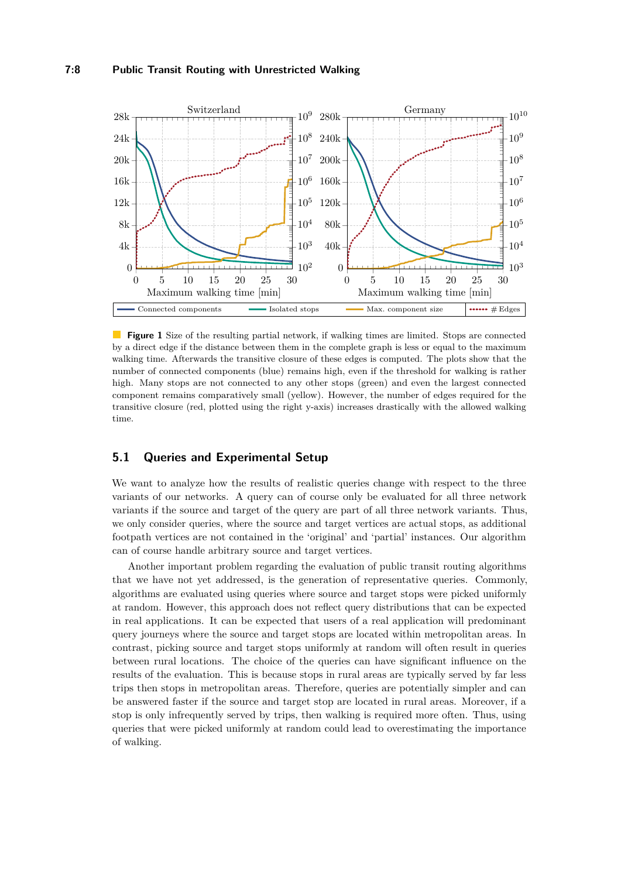**Figure 1** Size of the resulting partial network, if walking times are limited. Stops are connected by a direct edge if the distance between them in the complete graph is less or equal to the maximum walking time. Afterwards the transitive closure of these edges is computed. The plots show that the number of connected components (blue) remains high, even if the threshold for walking is rather high. Many stops are not connected to any other stops (green) and even the largest connected component remains comparatively small (yellow). However, the number of edges required for the transitive closure (red, plotted using the right y-axis) increases drastically with the allowed walking time.

## 5.1 Queries and Experimental Setup

We want to analyze how the results of realistic queries change with respect to the three variants of our networks. A query can of course only be evaluated for all three network variants if the source and target of the query are part of all three network variants. Thus, we only consider queries, where the source and target vertices are actual stops, as additional footpath vertices are not contained in the 'original' and 'partial' instances. Our algorithm can of course handle arbitrary source and target vertices.

Another important problem regarding the evaluation of public transit routing algorithms that we have not yet addressed, is the generation of representative queries. Commonly, algorithms are evaluated using queries where source and target stops were picked uniformly at random. However, this approach does not reflect query distributions that can be expected in real applications. It can be expected that users of a real application will predominant query journeys where the source and target stops are located within metropolitan areas. In contrast, picking source and target stops uniformly at random will often result in queries between rural locations. The choice of the queries can have significant influence on the results of the evaluation. This is because stops in rural areas are typically served by far less trips then stops in metropolitan areas. Therefore, queries are potentially simpler and can be answered faster if the source and target stop are located in rural areas. Moreover, if a stop is only infrequently served by trips, then walking is required more often. Thus, using queries that were picked uniformly at random could lead to overestimating the importance of walking.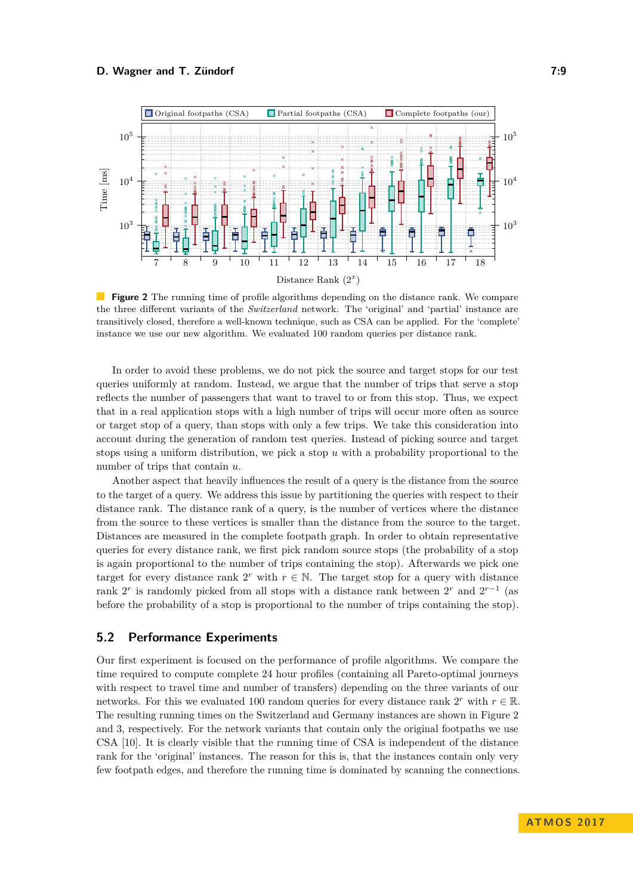**Figure 2** The running time of profile algorithms depending on the distance rank. We compare the three different variants of the *Switzerland* network. The 'original' and 'partial' instance are transitively closed, therefore a well-known technique, such as CSA can be applied. For the 'complete' instance we use our new algorithm. We evaluated 100 random queries per distance rank.

In order to avoid these problems, we do not pick the source and target stops for our test queries uniformly at random. Instead, we argue that the number of trips that serve a stop reflects the number of passengers that want to travel to or from this stop. Thus, we expect that in a real application stops with a high number of trips will occur more often as source or target stop of a query, than stops with only a few trips. We take this consideration into account during the generation of random test queries. Instead of picking source and target stops using a uniform distribution, we pick a stop $u$ with a probability proportional to the number of trips that contain $u$.

Another aspect that heavily influences the result of a query is the distance from the source to the target of a query. We address this issue by partitioning the queries with respect to their distance rank. The distance rank of a query, is the number of vertices where the distance from the source to these vertices is smaller than the distance from the source to the target. Distances are measured in the complete footpath graph. In order to obtain representative queries for every distance rank, we first pick random source stops (the probability of a stop is again proportional to the number of trips containing the stop). Afterwards we pick one target for every distance rank $2^r$ with $r \in \mathbb{N}$. The target stop for a query with distance rank $2^r$ is randomly picked from all stops with a distance rank between $2^r$ and $2^{r-1}$ (as before the probability of a stop is proportional to the number of trips containing the stop).

## 5.2 Performance Experiments

Our first experiment is focused on the performance of profile algorithms. We compare the time required to compute complete 24 hour profiles (containing all Pareto-optimal journeys with respect to travel time and number of transfers) depending on the three variants of our networks. For this we evaluated 100 random queries for every distance rank $2^r$ with $r \in \mathbb{R}$. The resulting running times on the Switzerland and Germany instances are shown in Figure 2 and 3, respectively. For the network variants that contain only the original footpaths we use CSA [10]. It is clearly visible that the running time of CSA is independent of the distance rank for the 'original' instances. The reason for this is, that the instances contain only very few footpath edges, and therefore the running time is dominated by scanning the connections.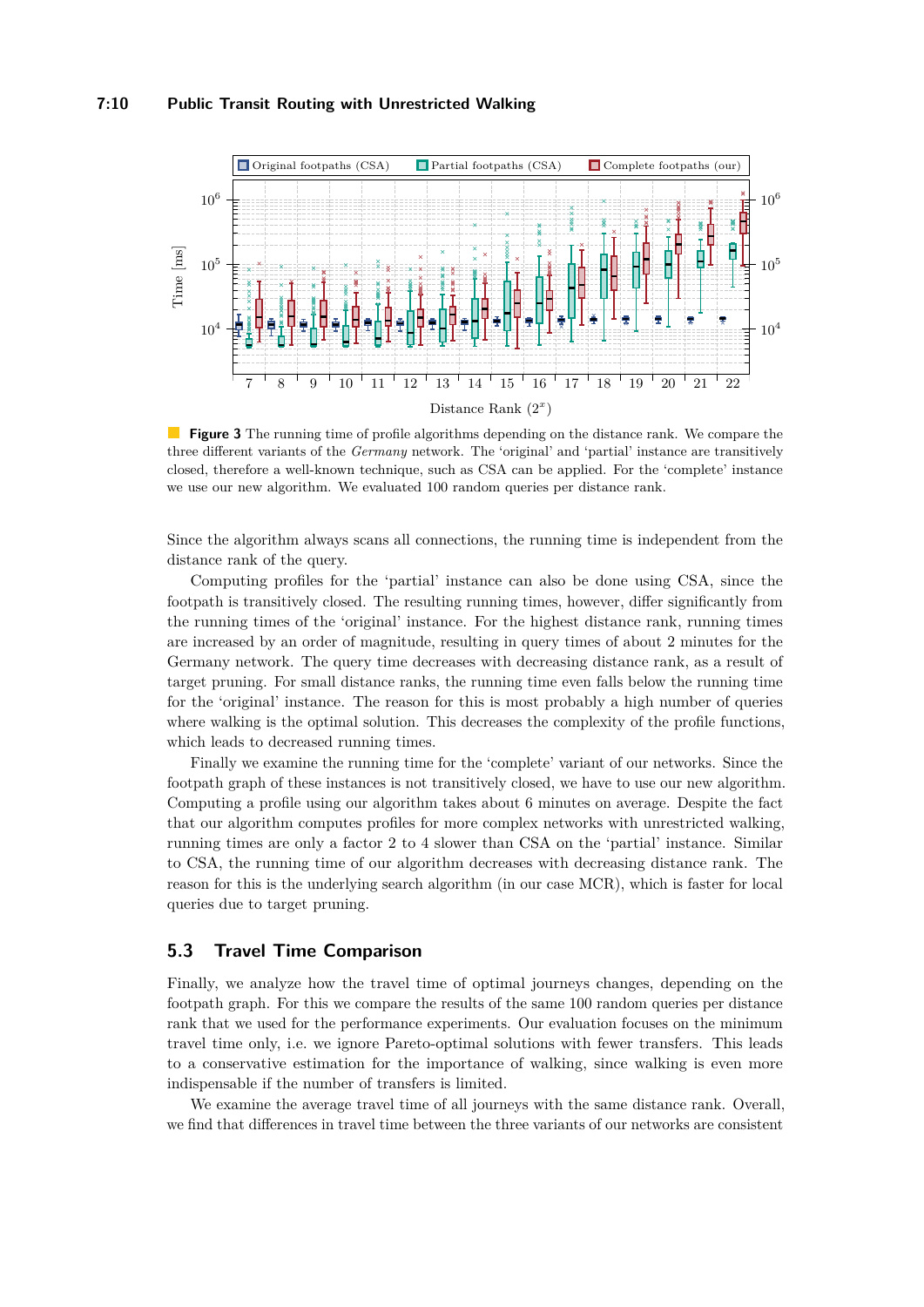**Figure 3** The running time of profile algorithms depending on the distance rank. We compare the three different variants of the *Germany* network. The 'original' and 'partial' instance are transitively closed, therefore a well-known technique, such as CSA can be applied. For the 'complete' instance we use our new algorithm. We evaluated 100 random queries per distance rank.

Since the algorithm always scans all connections, the running time is independent from the distance rank of the query.

Computing profiles for the 'partial' instance can also be done using CSA, since the footpath is transitively closed. The resulting running times, however, differ significantly from the running times of the 'original' instance. For the highest distance rank, running times are increased by an order of magnitude, resulting in query times of about 2 minutes for the Germany network. The query time decreases with decreasing distance rank, as a result of target pruning. For small distance ranks, the running time even falls below the running time for the 'original' instance. The reason for this is most probably a high number of queries where walking is the optimal solution. This decreases the complexity of the profile functions, which leads to decreased running times.

Finally we examine the running time for the 'complete' variant of our networks. Since the footpath graph of these instances is not transitively closed, we have to use our new algorithm. Computing a profile using our algorithm takes about 6 minutes on average. Despite the fact that our algorithm computes profiles for more complex networks with unrestricted walking, running times are only a factor 2 to 4 slower than CSA on the 'partial' instance. Similar to CSA, the running time of our algorithm decreases with decreasing distance rank. The reason for this is the underlying search algorithm (in our case MCR), which is faster for local queries due to target pruning.

## 5.3 Travel Time Comparison

Finally, we analyze how the travel time of optimal journeys changes, depending on the footpath graph. For this we compare the results of the same 100 random queries per distance rank that we used for the performance experiments. Our evaluation focuses on the minimum travel time only, i.e. we ignore Pareto-optimal solutions with fewer transfers. This leads to a conservative estimation for the importance of walking, since walking is even more indispensable if the number of transfers is limited.

We examine the average travel time of all journeys with the same distance rank. Overall, we find that differences in travel time between the three variants of our networks are consistent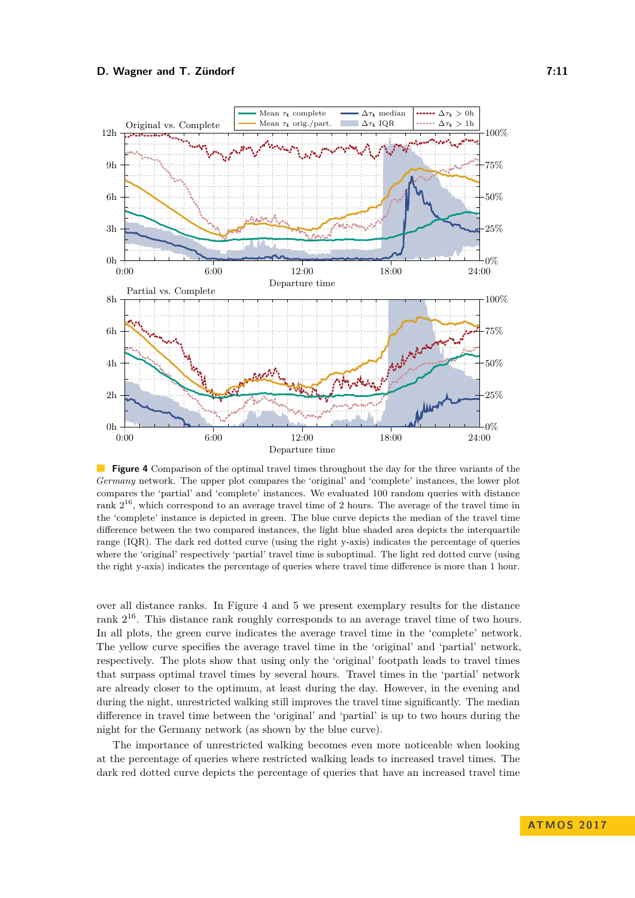**Figure 4** Comparison of the optimal travel times throughout the day for the three variants of the *Germany* network. The upper plot compares the 'original' and 'complete' instances, the lower plot compares the 'partial' and 'complete' instances. We evaluated 100 random queries with distance rank $2^{16}$, which correspond to an average travel time of 2 hours. The average of the travel time in the 'complete' instance is depicted in green. The blue curve depicts the median of the travel time difference between the two compared instances, the light blue shaded area depicts the interquartile range (IQR). The dark red dotted curve (using the right y-axis) indicates the percentage of queries where the 'original' respectively 'partial' travel time is suboptimal. The light red dotted curve (using the right y-axis) indicates the percentage of queries where travel time difference is more than 1 hour.

over all distance ranks. In Figure 4 and 5 we present exemplary results for the distance rank $2^{16}$. This distance rank roughly corresponds to an average travel time of two hours. In all plots, the green curve indicates the average travel time in the 'complete' network. The yellow curve specifies the average travel time in the 'original' and 'partial' network, respectively. The plots show that using only the 'original' footpath leads to travel times that surpass optimal travel times by several hours. Travel times in the 'partial' network are already closer to the optimum, at least during the day. However, in the evening and during the night, unrestricted walking still improves the travel time significantly. The median difference in travel time between the 'original' and 'partial' is up to two hours during the night for the Germany network (as shown by the blue curve).

The importance of unrestricted walking becomes even more noticeable when looking at the percentage of queries where restricted walking leads to increased travel times. The dark red dotted curve depicts the percentage of queries that have an increased travel time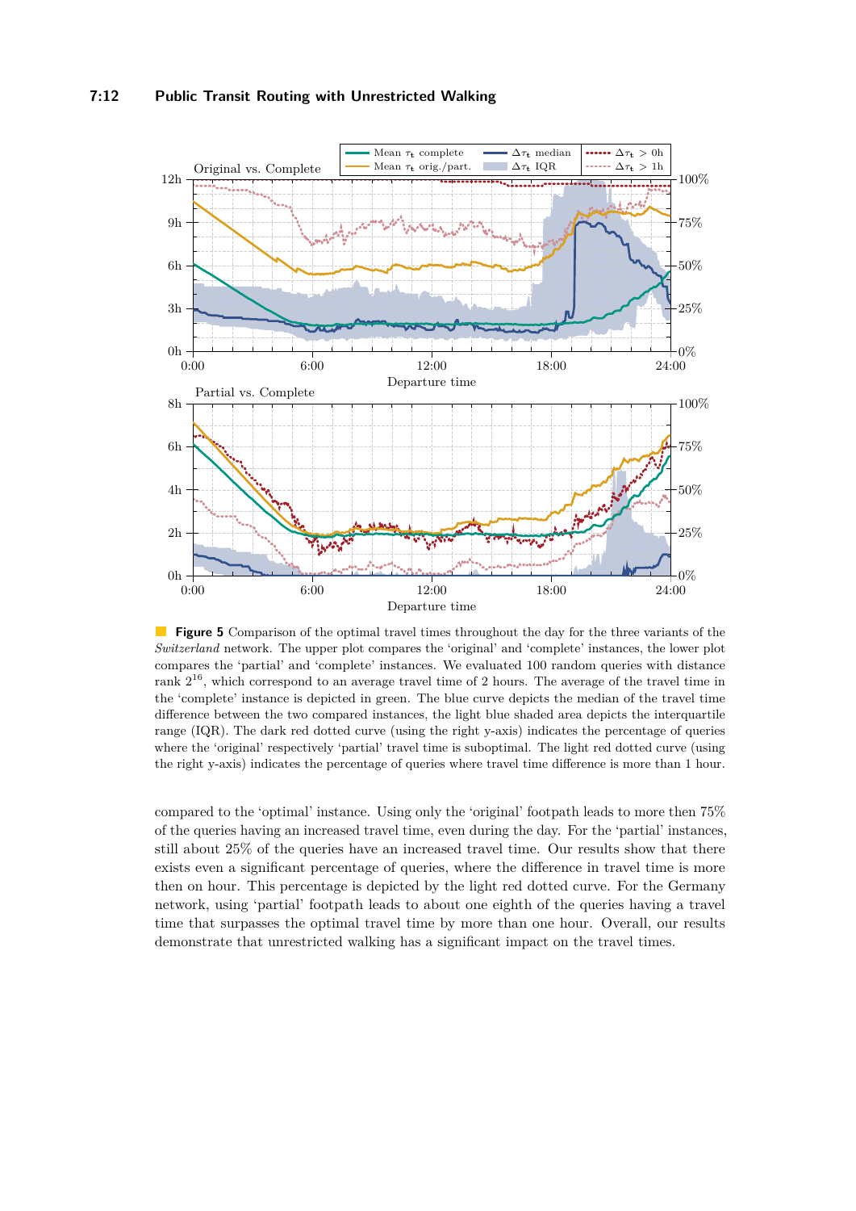**Figure 5** Comparison of the optimal travel times throughout the day for the three variants of the *Switzerland* network. The upper plot compares the 'original' and 'complete' instances, the lower plot compares the 'partial' and 'complete' instances. We evaluated 100 random queries with distance rank $2^{16}$, which correspond to an average travel time of 2 hours. The average of the travel time in the 'complete' instance is depicted in green. The blue curve depicts the median of the travel time difference between the two compared instances, the light blue shaded area depicts the interquartile range (IQR). The dark red dotted curve (using the right y-axis) indicates the percentage of queries where the 'original' respectively 'partial' travel time is suboptimal. The light red dotted curve (using the right y-axis) indicates the percentage of queries where travel time difference is more than 1 hour.

compared to the 'optimal' instance. Using only the 'original' footpath leads to more then 75% of the queries having an increased travel time, even during the day. For the 'partial' instances, still about 25% of the queries have an increased travel time. Our results show that there exists even a significant percentage of queries, where the difference in travel time is more then on hour. This percentage is depicted by the light red dotted curve. For the Germany network, using 'partial' footpath leads to about one eighth of the queries having a travel time that surpasses the optimal travel time by more than one hour. Overall, our results demonstrate that unrestricted walking has a significant impact on the travel times.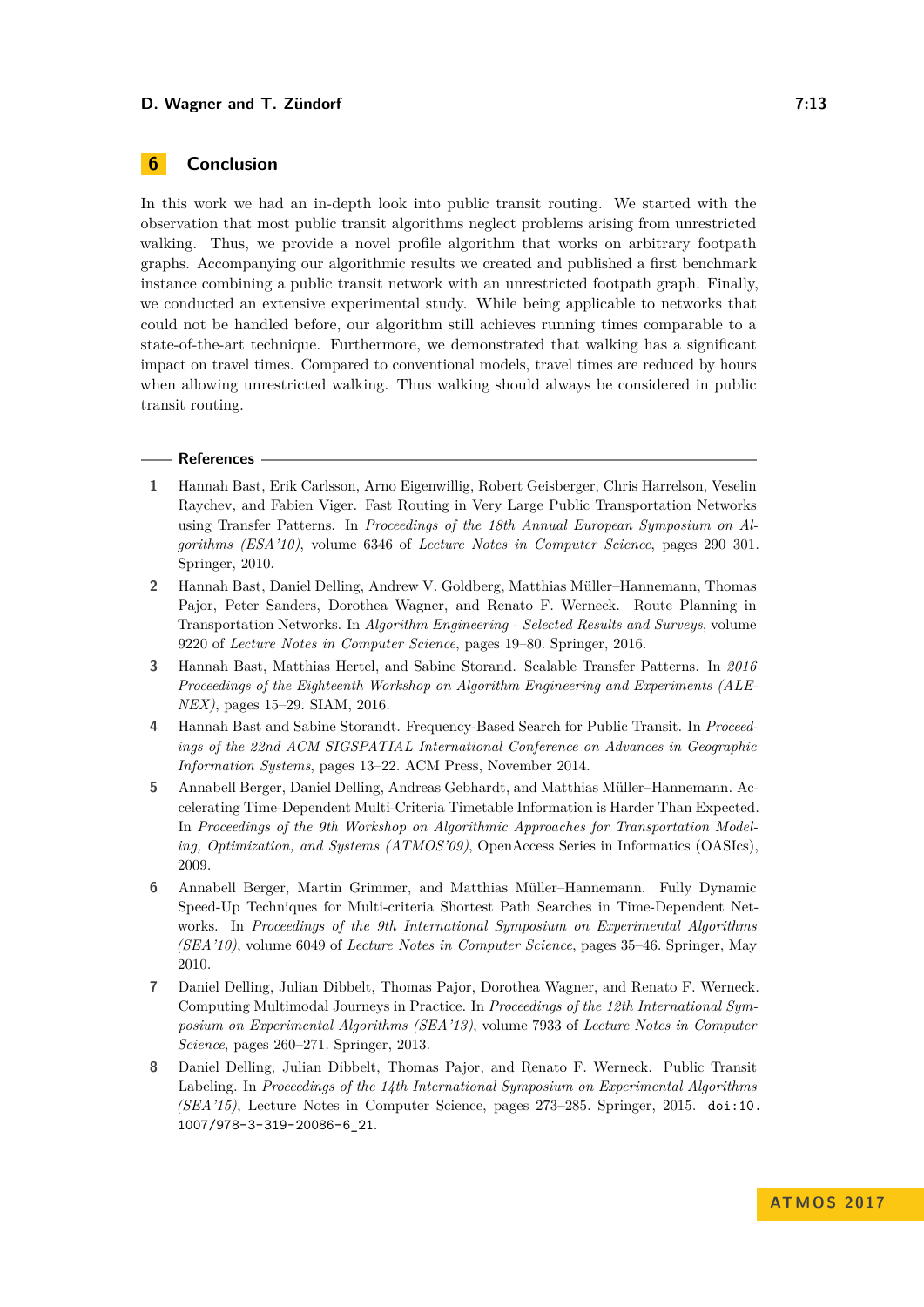## 6 Conclusion

In this work we had an in-depth look into public transit routing. We started with the observation that most public transit algorithms neglect problems arising from unrestricted walking. Thus, we provide a novel profile algorithm that works on arbitrary footpath graphs. Accompanying our algorithmic results we created and published a first benchmark instance combining a public transit network with an unrestricted footpath graph. Finally, we conducted an extensive experimental study. While being applicable to networks that could not be handled before, our algorithm still achieves running times comparable to a state-of-the-art technique. Furthermore, we demonstrated that walking has a significant impact on travel times. Compared to conventional models, travel times are reduced by hours when allowing unrestricted walking. Thus walking should always be considered in public transit routing.

### References

1. Hannah Bast, Erik Carlsson, Arno Eigenwillig, Robert Geisberger, Chris Harrelson, Veselin Raychev, and Fabien Viger. Fast Routing in Very Large Public Transportation Networks using Transfer Patterns. In *Proceedings of the 18th Annual European Symposium on Algorithms (ESA'10)*, volume 6346 of *Lecture Notes in Computer Science*, pages 290–301. Springer, 2010.
2. Hannah Bast, Daniel Delling, Andrew V. Goldberg, Matthias Müller–Hannemann, Thomas Pajor, Peter Sanders, Dorothea Wagner, and Renato F. Werneck. Route Planning in Transportation Networks. In *Algorithm Engineering - Selected Results and Surveys*, volume 9220 of *Lecture Notes in Computer Science*, pages 19–80. Springer, 2016.
3. Hannah Bast, Matthias Hertel, and Sabine Storand. Scalable Transfer Patterns. In *2016 Proceedings of the Eighteenth Workshop on Algorithm Engineering and Experiments (ALENEX)*, pages 15–29. SIAM, 2016.
4. Hannah Bast and Sabine Storandt. Frequency-Based Search for Public Transit. In *Proceedings of the 22nd ACM SIGSPATIAL International Conference on Advances in Geographic Information Systems*, pages 13–22. ACM Press, November 2014.
5. Annabell Berger, Daniel Delling, Andreas Gebhardt, and Matthias Müller–Hannemann. Accelerating Time-Dependent Multi-Criteria Timetable Information is Harder Than Expected. In *Proceedings of the 9th Workshop on Algorithmic Approaches for Transportation Modeling, Optimization, and Systems (ATMOS'09)*, OpenAccess Series in Informatics (OASIcs), 2009.
6. Annabell Berger, Martin Grimmer, and Matthias Müller–Hannemann. Fully Dynamic Speed-Up Techniques for Multi-criteria Shortest Path Searches in Time-Dependent Networks. In *Proceedings of the 9th International Symposium on Experimental Algorithms (SEA'10)*, volume 6049 of *Lecture Notes in Computer Science*, pages 35–46. Springer, May 2010.
7. Daniel Delling, Julian Dibbelt, Thomas Pajor, Dorothea Wagner, and Renato F. Werneck. Computing Multimodal Journeys in Practice. In *Proceedings of the 12th International Symposium on Experimental Algorithms (SEA'13)*, volume 7933 of *Lecture Notes in Computer Science*, pages 260–271. Springer, 2013.
8. Daniel Delling, Julian Dibbelt, Thomas Pajor, and Renato F. Werneck. Public Transit Labeling. In *Proceedings of the 14th International Symposium on Experimental Algorithms (SEA'15)*, Lecture Notes in Computer Science, pages 273–285. Springer, 2015. `doi:10.1007/978-3-319-20086-6_21`.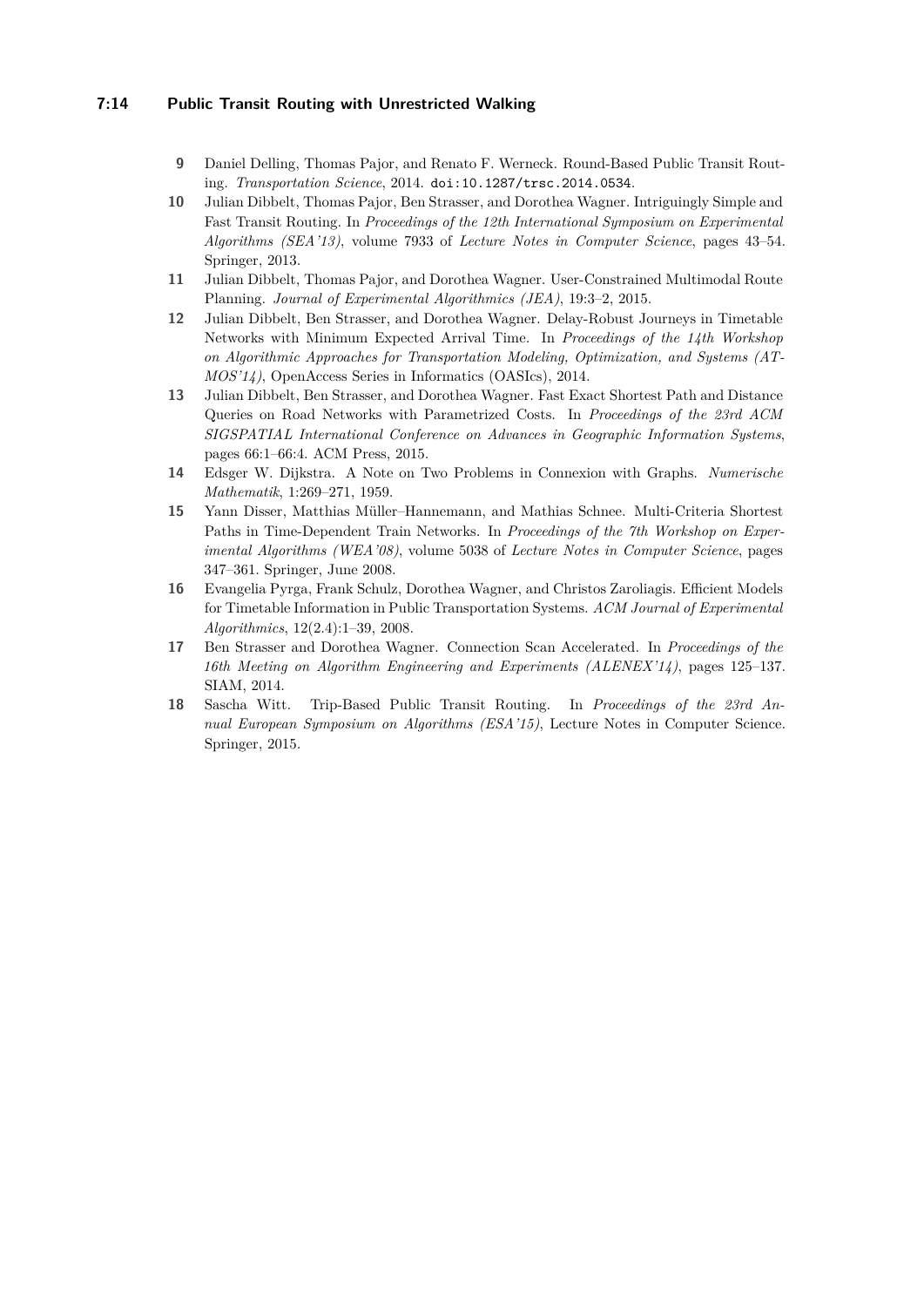9 Daniel Delling, Thomas Pajor, and Renato F. Werneck. Round-Based Public Transit Routing. *Transportation Science*, 2014. doi:10.1287/trsc.2014.0534.

10 Julian Dibbelt, Thomas Pajor, Ben Strasser, and Dorothea Wagner. Intriguingly Simple and Fast Transit Routing. In *Proceedings of the 12th International Symposium on Experimental Algorithms (SEA'13)*, volume 7933 of *Lecture Notes in Computer Science*, pages 43–54. Springer, 2013.

11 Julian Dibbelt, Thomas Pajor, and Dorothea Wagner. User-Constrained Multimodal Route Planning. *Journal of Experimental Algorithmics (JEA)*, 19:3–2, 2015.

12 Julian Dibbelt, Ben Strasser, and Dorothea Wagner. Delay-Robust Journeys in Timetable Networks with Minimum Expected Arrival Time. In *Proceedings of the 14th Workshop on Algorithmic Approaches for Transportation Modeling, Optimization, and Systems (ATMOS'14)*, OpenAccess Series in Informatics (OASIcs), 2014.

13 Julian Dibbelt, Ben Strasser, and Dorothea Wagner. Fast Exact Shortest Path and Distance Queries on Road Networks with Parametrized Costs. In *Proceedings of the 23rd ACM SIGSPATIAL International Conference on Advances in Geographic Information Systems*, pages 66:1–66:4. ACM Press, 2015.

14 Edsger W. Dijkstra. A Note on Two Problems in Connexion with Graphs. *Numerische Mathematik*, 1:269–271, 1959.

15 Yann Disser, Matthias Müller–Hannemann, and Mathias Schnee. Multi-Criteria Shortest Paths in Time-Dependent Train Networks. In *Proceedings of the 7th Workshop on Experimental Algorithms (WEA'08)*, volume 5038 of *Lecture Notes in Computer Science*, pages 347–361. Springer, June 2008.

16 Evangelia Pyrga, Frank Schulz, Dorothea Wagner, and Christos Zaroliagis. Efficient Models for Timetable Information in Public Transportation Systems. *ACM Journal of Experimental Algorithmics*, 12(2.4):1–39, 2008.

17 Ben Strasser and Dorothea Wagner. Connection Scan Accelerated. In *Proceedings of the 16th Meeting on Algorithm Engineering and Experiments (ALENEX'14)*, pages 125–137. SIAM, 2014.

18 Sascha Witt. Trip-Based Public Transit Routing. In *Proceedings of the 23rd Annual European Symposium on Algorithms (ESA'15)*, Lecture Notes in Computer Science. Springer, 2015.